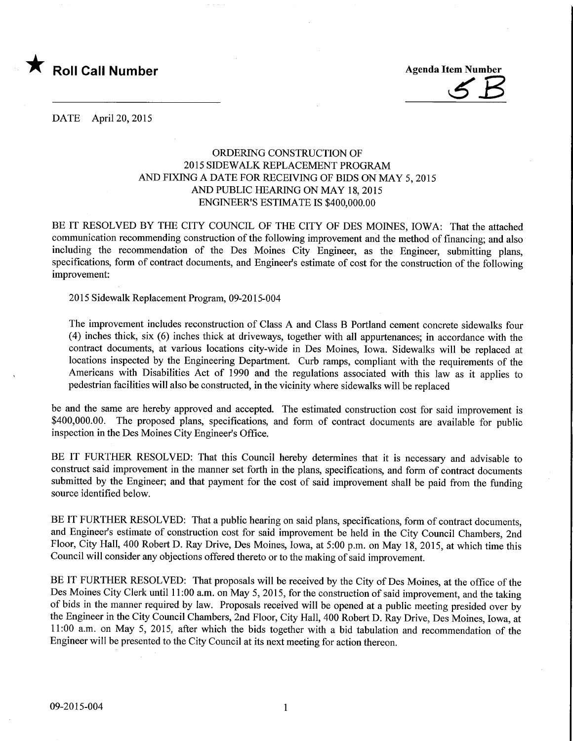★ **Roll Call Number**

**Agenda Item Number**

5B

DATE April 20, 2015

ORDERING CONSTRUCTION OF
2015 SIDEWALK REPLACEMENT PROGRAM
AND FIXING A DATE FOR RECEIVING OF BIDS ON MAY 5, 2015
AND PUBLIC HEARING ON MAY 18, 2015
ENGINEER'S ESTIMATE IS $400,000.00

BE IT RESOLVED BY THE CITY COUNCIL OF THE CITY OF DES MOINES, IOWA: That the attached communication recommending construction of the following improvement and the method of financing; and also including the recommendation of the Des Moines City Engineer, as the Engineer, submitting plans, specifications, form of contract documents, and Engineer's estimate of cost for the construction of the following improvement:

2015 Sidewalk Replacement Program, 09-2015-004

The improvement includes reconstruction of Class A and Class B Portland cement concrete sidewalks four (4) inches thick, six (6) inches thick at driveways, together with all appurtenances; in accordance with the contract documents, at various locations city-wide in Des Moines, Iowa. Sidewalks will be replaced at locations inspected by the Engineering Department. Curb ramps, compliant with the requirements of the Americans with Disabilities Act of 1990 and the regulations associated with this law as it applies to pedestrian facilities will also be constructed, in the vicinity where sidewalks will be replaced

be and the same are hereby approved and accepted. The estimated construction cost for said improvement is $400,000.00. The proposed plans, specifications, and form of contract documents are available for public inspection in the Des Moines City Engineer's Office.

BE IT FURTHER RESOLVED: That this Council hereby determines that it is necessary and advisable to construct said improvement in the manner set forth in the plans, specifications, and form of contract documents submitted by the Engineer; and that payment for the cost of said improvement shall be paid from the funding source identified below.

BE IT FURTHER RESOLVED: That a public hearing on said plans, specifications, form of contract documents, and Engineer's estimate of construction cost for said improvement be held in the City Council Chambers, 2nd Floor, City Hall, 400 Robert D. Ray Drive, Des Moines, Iowa, at 5:00 p.m. on May 18, 2015, at which time this Council will consider any objections offered thereto or to the making of said improvement.

BE IT FURTHER RESOLVED: That proposals will be received by the City of Des Moines, at the office of the Des Moines City Clerk until 11:00 a.m. on May 5, 2015, for the construction of said improvement, and the taking of bids in the manner required by law. Proposals received will be opened at a public meeting presided over by the Engineer in the City Council Chambers, 2nd Floor, City Hall, 400 Robert D. Ray Drive, Des Moines, Iowa, at 11:00 a.m. on May 5, 2015, after which the bids together with a bid tabulation and recommendation of the Engineer will be presented to the City Council at its next meeting for action thereon.

09-2015-004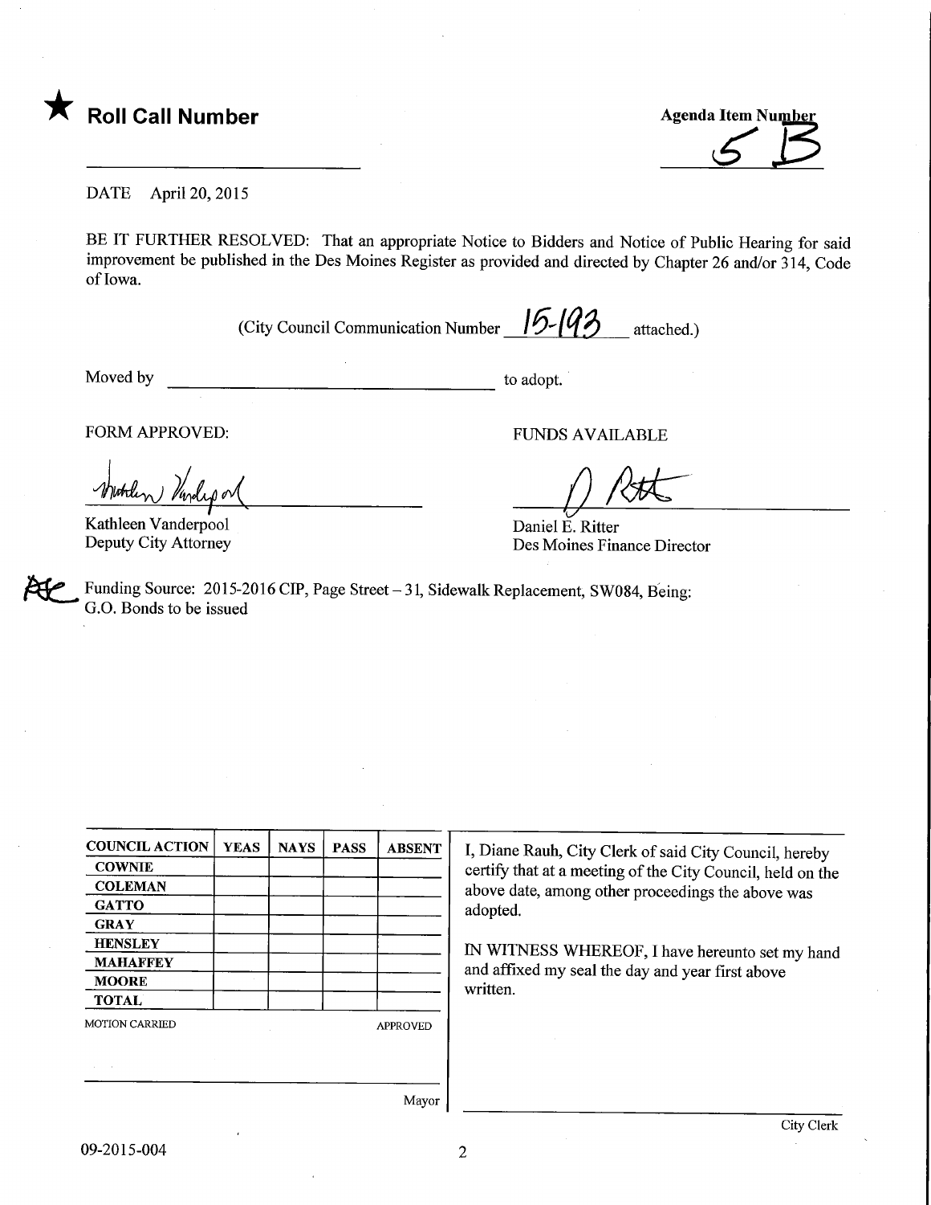★ **Roll Call Number**

Agenda Item Number 5 B

DATE April 20, 2015

BE IT FURTHER RESOLVED: That an appropriate Notice to Bidders and Notice of Public Hearing for said improvement be published in the Des Moines Register as provided and directed by Chapter 26 and/or 314, Code of Iowa.

(City Council Communication Number 15-193 attached.)

Moved by ______________________ to adopt.

FORM APPROVED:

Kathleen Vanderpool
Deputy City Attorney

FUNDS AVAILABLE

Daniel E. Ritter
Des Moines Finance Director

Funding Source: 2015-2016 CIP, Page Street – 31, Sidewalk Replacement, SW084, Being: G.O. Bonds to be issued

| COUNCIL ACTION | YEAS | NAYS | PASS | ABSENT |
|---|---|---|---|---|
| COWNIE | | | | |
| COLEMAN | | | | |
| GATTO | | | | |
| GRAY | | | | |
| HENSLEY | | | | |
| MAHAFFEY | | | | |
| MOORE | | | | |
| TOTAL | | | | |

MOTION CARRIED APPROVED

Mayor

I, Diane Rauh, City Clerk of said City Council, hereby certify that at a meeting of the City Council, held on the above date, among other proceedings the above was adopted.

IN WITNESS WHEREOF, I have hereunto set my hand and affixed my seal the day and year first above written.

City Clerk

09-2015-004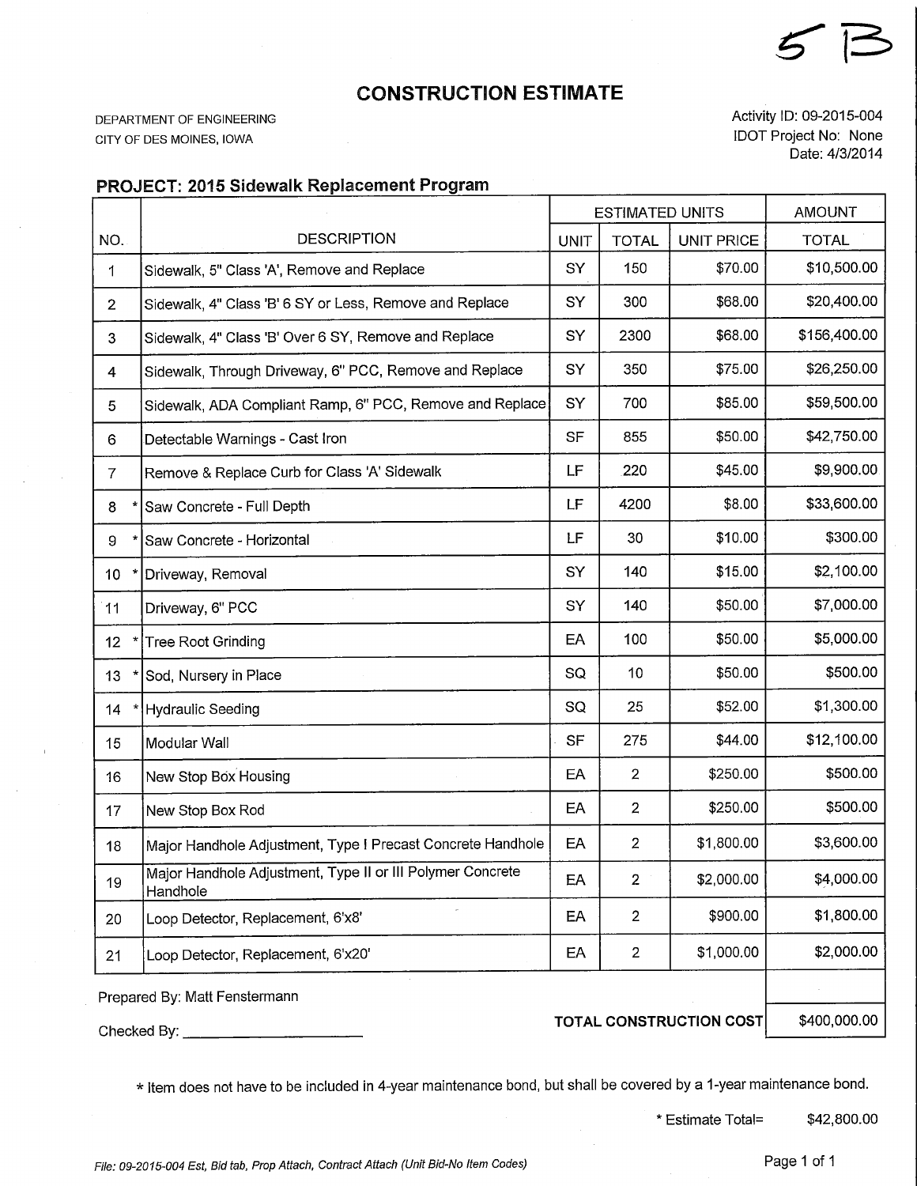5 B

# CONSTRUCTION ESTIMATE

DEPARTMENT OF ENGINEERING
CITY OF DES MOINES, IOWA

Activity ID: 09-2015-004
IDOT Project No: None
Date: 4/3/2014

## PROJECT: 2015 Sidewalk Replacement Program

| NO. | DESCRIPTION | ESTIMATED UNITS | | | AMOUNT |
|---|---|---|---|---|---|
| | | UNIT | TOTAL | UNIT PRICE | TOTAL |
| 1 | Sidewalk, 5" Class 'A', Remove and Replace | SY | 150 | $70.00 | $10,500.00 |
| 2 | Sidewalk, 4" Class 'B' 6 SY or Less, Remove and Replace | SY | 300 | $68.00 | $20,400.00 |
| 3 | Sidewalk, 4" Class 'B' Over 6 SY, Remove and Replace | SY | 2300 | $68.00 | $156,400.00 |
| 4 | Sidewalk, Through Driveway, 6" PCC, Remove and Replace | SY | 350 | $75.00 | $26,250.00 |
| 5 | Sidewalk, ADA Compliant Ramp, 6" PCC, Remove and Replace | SY | 700 | $85.00 | $59,500.00 |
| 6 | Detectable Warnings - Cast Iron | SF | 855 | $50.00 | $42,750.00 |
| 7 | Remove & Replace Curb for Class 'A' Sidewalk | LF | 220 | $45.00 | $9,900.00 |
| 8 * | Saw Concrete - Full Depth | LF | 4200 | $8.00 | $33,600.00 |
| 9 * | Saw Concrete - Horizontal | LF | 30 | $10.00 | $300.00 |
| 10 * | Driveway, Removal | SY | 140 | $15.00 | $2,100.00 |
| 11 | Driveway, 6" PCC | SY | 140 | $50.00 | $7,000.00 |
| 12 * | Tree Root Grinding | EA | 100 | $50.00 | $5,000.00 |
| 13 * | Sod, Nursery in Place | SQ | 10 | $50.00 | $500.00 |
| 14 * | Hydraulic Seeding | SQ | 25 | $52.00 | $1,300.00 |
| 15 | Modular Wall | SF | 275 | $44.00 | $12,100.00 |
| 16 | New Stop Box Housing | EA | 2 | $250.00 | $500.00 |
| 17 | New Stop Box Rod | EA | 2 | $250.00 | $500.00 |
| 18 | Major Handhole Adjustment, Type I Precast Concrete Handhole | EA | 2 | $1,800.00 | $3,600.00 |
| 19 | Major Handhole Adjustment, Type II or III Polymer Concrete Handhole | EA | 2 | $2,000.00 | $4,000.00 |
| 20 | Loop Detector, Replacement, 6'x8' | EA | 2 | $900.00 | $1,800.00 |
| 21 | Loop Detector, Replacement, 6'x20' | EA | 2 | $1,000.00 | $2,000.00 |
| | | | | **TOTAL CONSTRUCTION COST** | $400,000.00 |

Prepared By: Matt Fenstermann

Checked By: ______________________

* Item does not have to be included in 4-year maintenance bond, but shall be covered by a 1-year maintenance bond.

* Estimate Total= $42,800.00

*File: 09-2015-004 Est, Bid tab, Prop Attach, Contract Attach (Unit Bid-No Item Codes)*